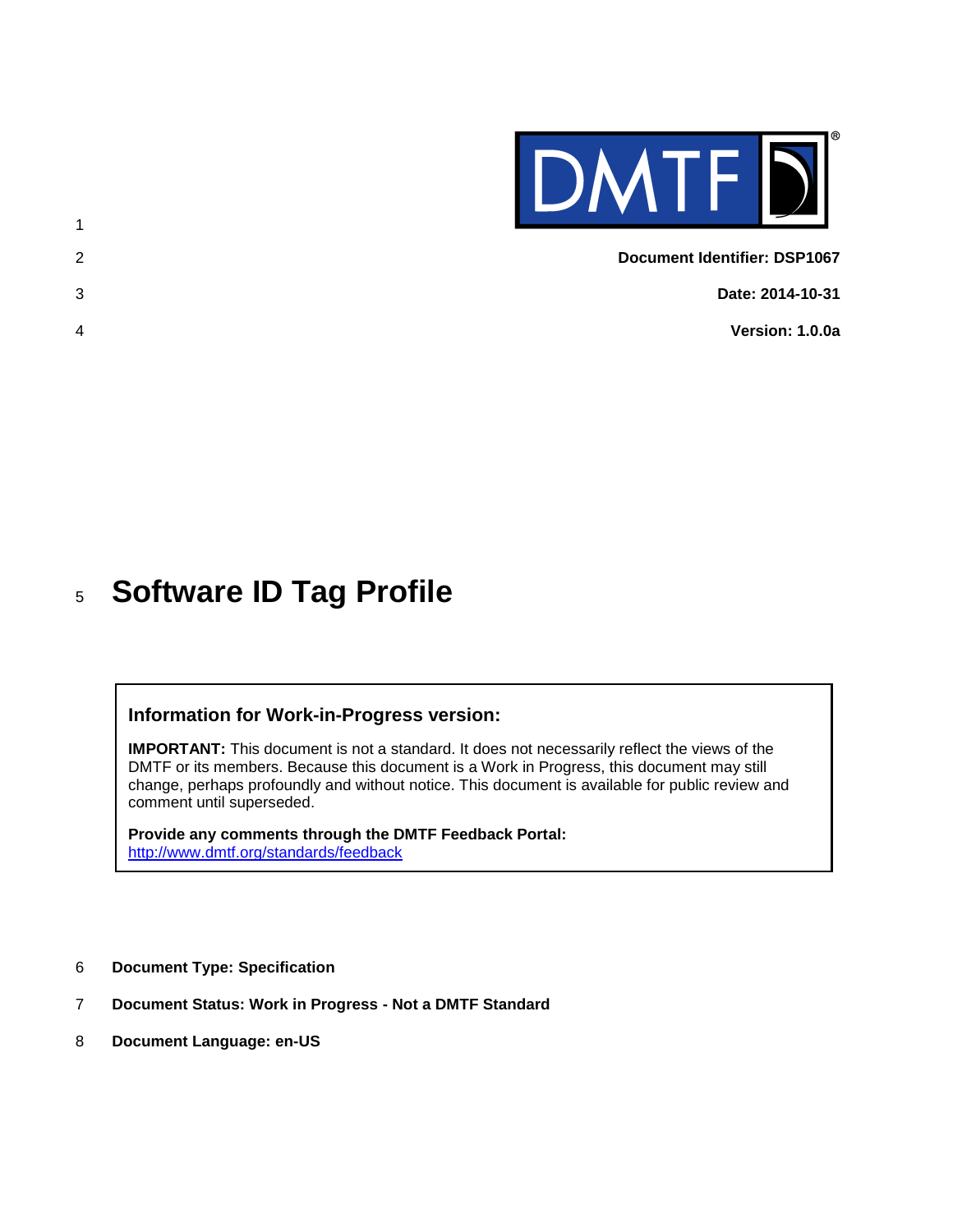**Document Identifier: DSP1067**

**Date: 2014-10-31**

**Version: 1.0.0a**

# Software ID Tag Profile

### Information for Work-in-Progress version:

**IMPORTANT:** This document is not a standard. It does not necessarily reflect the views of the DMTF or its members. Because this document is a Work in Progress, this document may still change, perhaps profoundly and without notice. This document is available for public review and comment until superseded.

**Provide any comments through the DMTF Feedback Portal:**
http://www.dmtf.org/standards/feedback

**Document Type: Specification**

**Document Status: Work in Progress - Not a DMTF Standard**

**Document Language: en-US**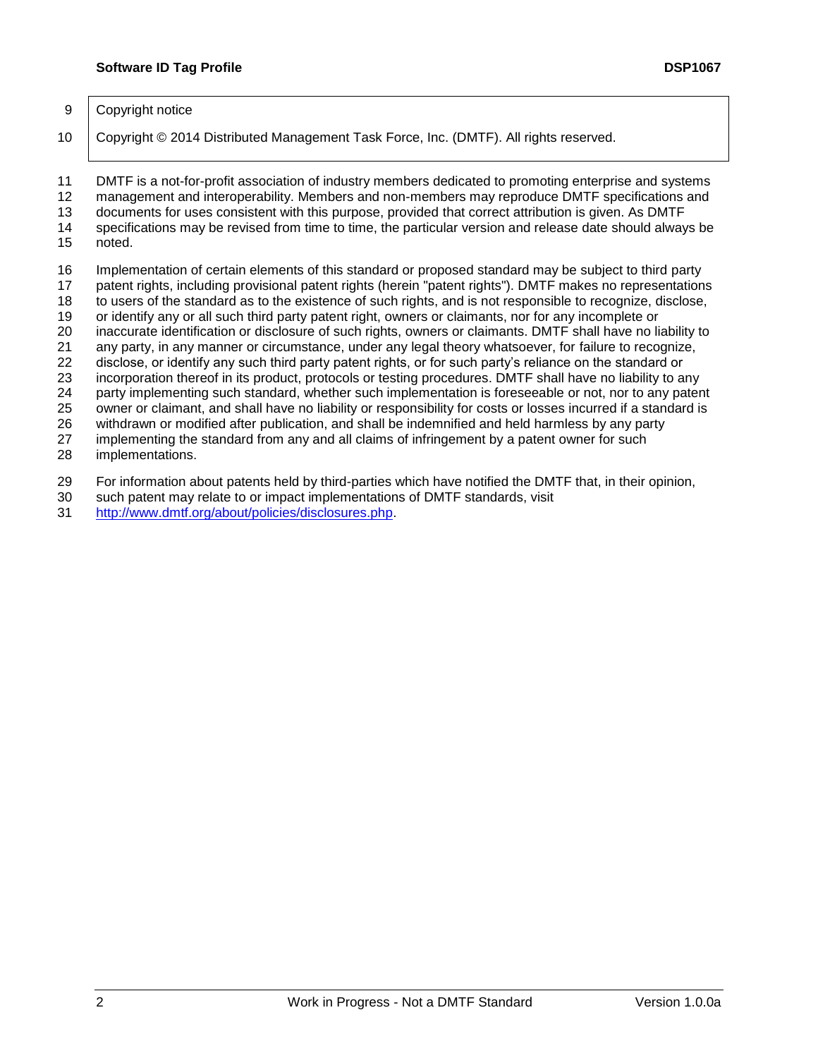Copyright notice

Copyright © 2014 Distributed Management Task Force, Inc. (DMTF). All rights reserved.

DMTF is a not-for-profit association of industry members dedicated to promoting enterprise and systems management and interoperability. Members and non-members may reproduce DMTF specifications and documents for uses consistent with this purpose, provided that correct attribution is given. As DMTF specifications may be revised from time to time, the particular version and release date should always be noted.

Implementation of certain elements of this standard or proposed standard may be subject to third party patent rights, including provisional patent rights (herein "patent rights"). DMTF makes no representations to users of the standard as to the existence of such rights, and is not responsible to recognize, disclose, or identify any or all such third party patent right, owners or claimants, nor for any incomplete or inaccurate identification or disclosure of such rights, owners or claimants. DMTF shall have no liability to any party, in any manner or circumstance, under any legal theory whatsoever, for failure to recognize, disclose, or identify any such third party patent rights, or for such party's reliance on the standard or incorporation thereof in its product, protocols or testing procedures. DMTF shall have no liability to any party implementing such standard, whether such implementation is foreseeable or not, nor to any patent owner or claimant, and shall have no liability or responsibility for costs or losses incurred if a standard is withdrawn or modified after publication, and shall be indemnified and held harmless by any party implementing the standard from any and all claims of infringement by a patent owner for such implementations.

For information about patents held by third-parties which have notified the DMTF that, in their opinion, such patent may relate to or impact implementations of DMTF standards, visit http://www.dmtf.org/about/policies/disclosures.php.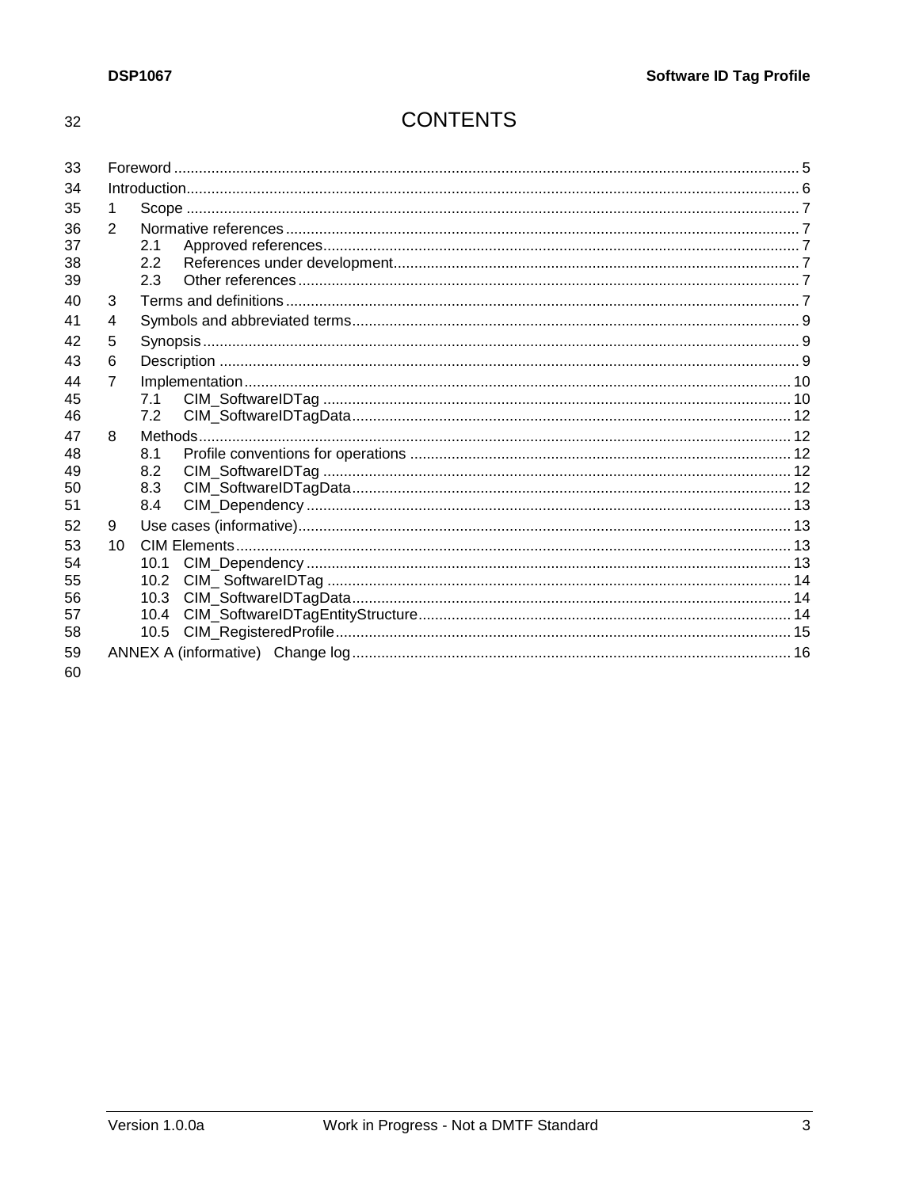# CONTENTS

Foreword ........................................................................................................................................ 5
Introduction...................................................................................................................................... 6
1 Scope ........................................................................................................................................ 7
2 Normative references ................................................................................................................ 7
  2.1 Approved references.......................................................................................................... 7
  2.2 References under development.......................................................................................... 7
  2.3 Other references ................................................................................................................ 7
3 Terms and definitions ................................................................................................................. 7
4 Symbols and abbreviated terms................................................................................................... 9
5 Synopsis..................................................................................................................................... 9
6 Description ................................................................................................................................. 9
7 Implementation......................................................................................................................... 10
  7.1 CIM_SoftwareIDTag ........................................................................................................ 10
  7.2 CIM_SoftwareIDTagData.................................................................................................. 12
8 Methods.................................................................................................................................... 12
  8.1 Profile conventions for operations .................................................................................... 12
  8.2 CIM_SoftwareIDTag ........................................................................................................ 12
  8.3 CIM_SoftwareIDTagData.................................................................................................. 12
  8.4 CIM_Dependency ............................................................................................................ 13
9 Use cases (informative)............................................................................................................. 13
10 CIM Elements........................................................................................................................... 13
  10.1 CIM_Dependency ............................................................................................................ 13
  10.2 CIM_ SoftwareIDTag ....................................................................................................... 14
  10.3 CIM_SoftwareIDTagData.................................................................................................. 14
  10.4 CIM_SoftwareIDTagEntityStructure.................................................................................. 14
  10.5 CIM_RegisteredProfile..................................................................................................... 15
ANNEX A (informative) Change log............................................................................................... 16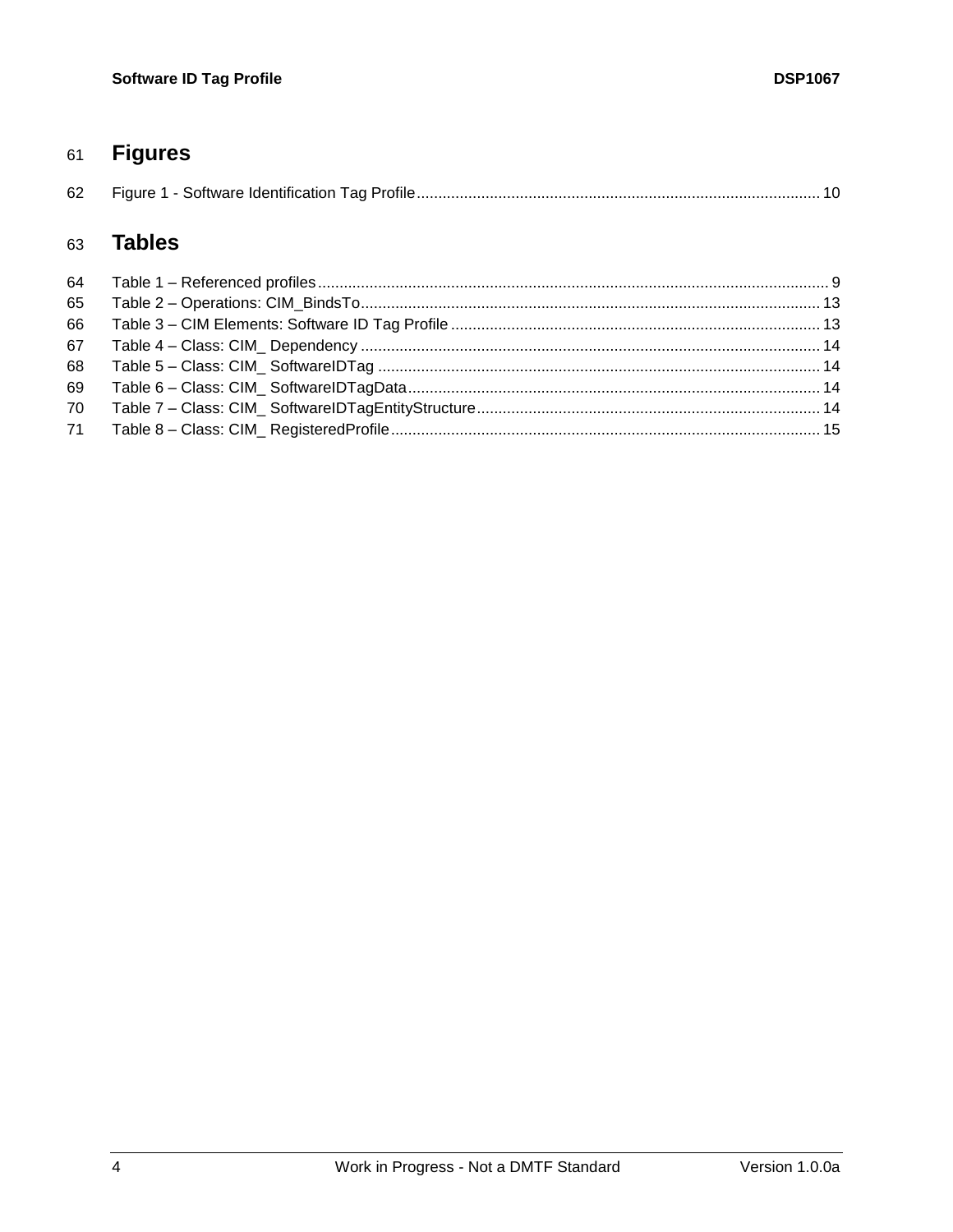# Figures

Figure 1 - Software Identification Tag Profile ............................................................................................. 10

# Tables

Table 1 – Referenced profiles ...................................................................................................................... 9
Table 2 – Operations: CIM_BindsTo........................................................................................................... 13
Table 3 – CIM Elements: Software ID Tag Profile ..................................................................................... 13
Table 4 – Class: CIM_ Dependency .......................................................................................................... 14
Table 5 – Class: CIM_ SoftwareIDTag ...................................................................................................... 14
Table 6 – Class: CIM_ SoftwareIDTagData................................................................................................ 14
Table 7 – Class: CIM_ SoftwareIDTagEntityStructure................................................................................ 14
Table 8 – Class: CIM_ RegisteredProfile.................................................................................................... 15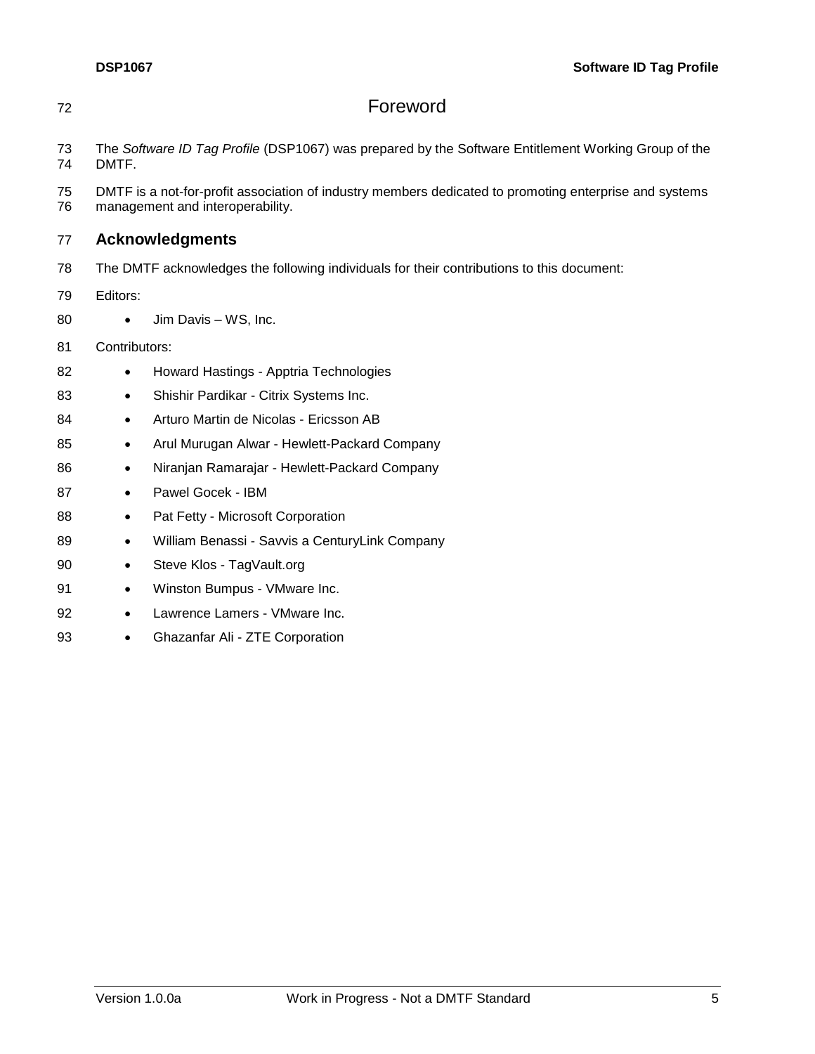# Foreword

The *Software ID Tag Profile* (DSP1067) was prepared by the Software Entitlement Working Group of the DMTF.

DMTF is a not-for-profit association of industry members dedicated to promoting enterprise and systems management and interoperability.

## Acknowledgments

The DMTF acknowledges the following individuals for their contributions to this document:

Editors:

- Jim Davis – WS, Inc.

Contributors:

- Howard Hastings - Apptria Technologies
- Shishir Pardikar - Citrix Systems Inc.
- Arturo Martin de Nicolas - Ericsson AB
- Arul Murugan Alwar - Hewlett-Packard Company
- Niranjan Ramarajar - Hewlett-Packard Company
- Pawel Gocek - IBM
- Pat Fetty - Microsoft Corporation
- William Benassi - Savvis a CenturyLink Company
- Steve Klos - TagVault.org
- Winston Bumpus - VMware Inc.
- Lawrence Lamers - VMware Inc.
- Ghazanfar Ali - ZTE Corporation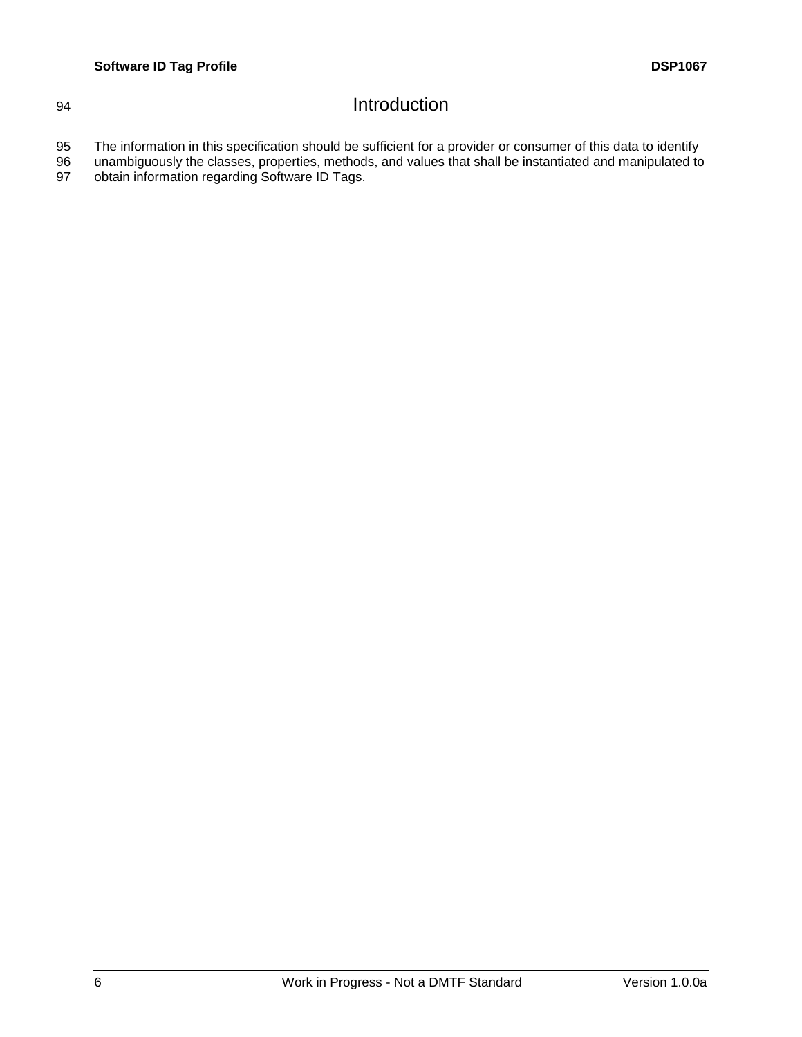# Introduction

The information in this specification should be sufficient for a provider or consumer of this data to identify unambiguously the classes, properties, methods, and values that shall be instantiated and manipulated to obtain information regarding Software ID Tags.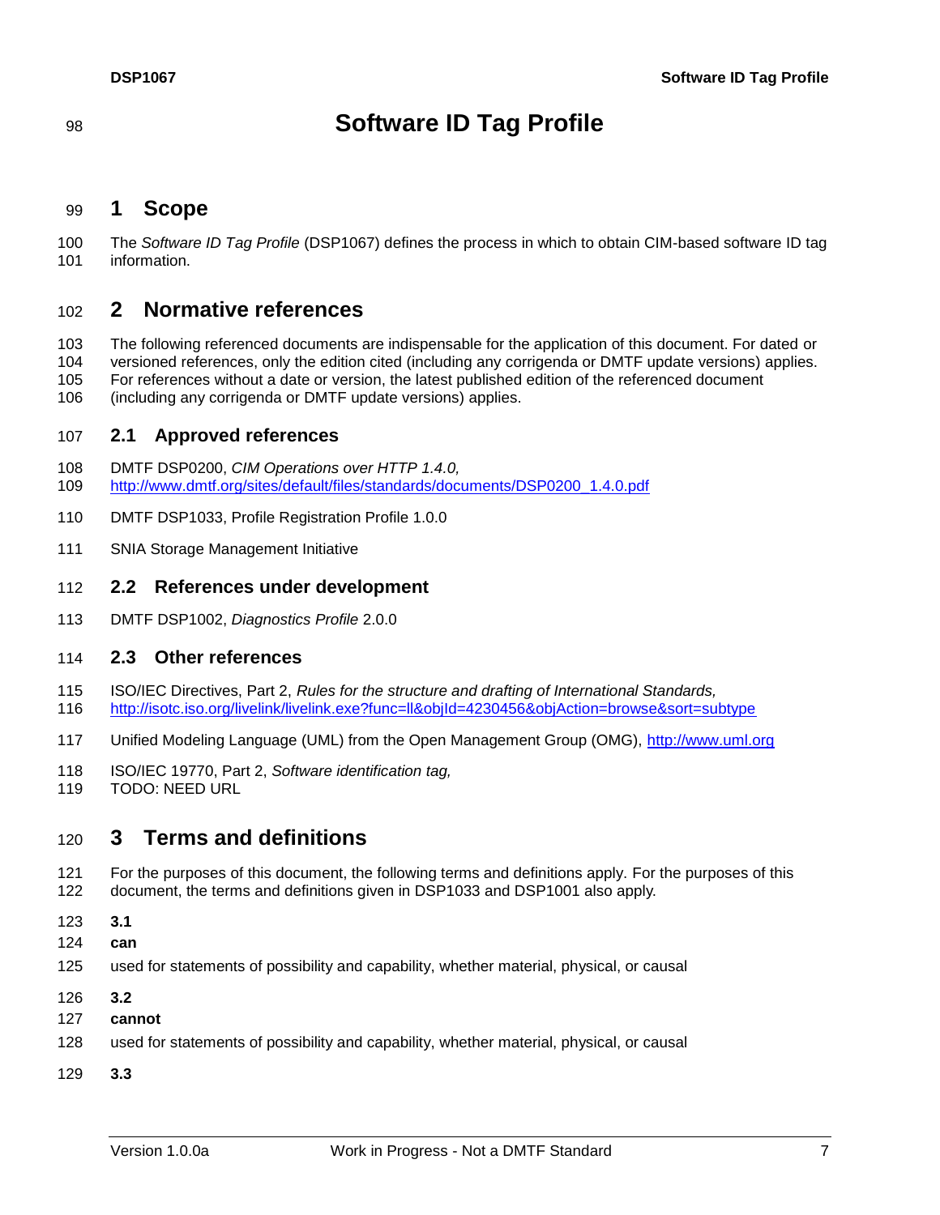# Software ID Tag Profile

## 1 Scope

The *Software ID Tag Profile* (DSP1067) defines the process in which to obtain CIM-based software ID tag information.

## 2 Normative references

The following referenced documents are indispensable for the application of this document. For dated or versioned references, only the edition cited (including any corrigenda or DMTF update versions) applies. For references without a date or version, the latest published edition of the referenced document (including any corrigenda or DMTF update versions) applies.

### 2.1 Approved references

DMTF DSP0200, *CIM Operations over HTTP 1.4.0,*
http://www.dmtf.org/sites/default/files/standards/documents/DSP0200_1.4.0.pdf

DMTF DSP1033, Profile Registration Profile 1.0.0

SNIA Storage Management Initiative

### 2.2 References under development

DMTF DSP1002, *Diagnostics Profile* 2.0.0

### 2.3 Other references

ISO/IEC Directives, Part 2, *Rules for the structure and drafting of International Standards,*
http://isotc.iso.org/livelink/livelink.exe?func=ll&objId=4230456&objAction=browse&sort=subtype

Unified Modeling Language (UML) from the Open Management Group (OMG), http://www.uml.org

ISO/IEC 19770, Part 2, *Software identification tag,*
TODO: NEED URL

## 3 Terms and definitions

For the purposes of this document, the following terms and definitions apply. For the purposes of this document, the terms and definitions given in DSP1033 and DSP1001 also apply.

**3.1**

**can**

used for statements of possibility and capability, whether material, physical, or causal

**3.2**

**cannot**

used for statements of possibility and capability, whether material, physical, or causal

**3.3**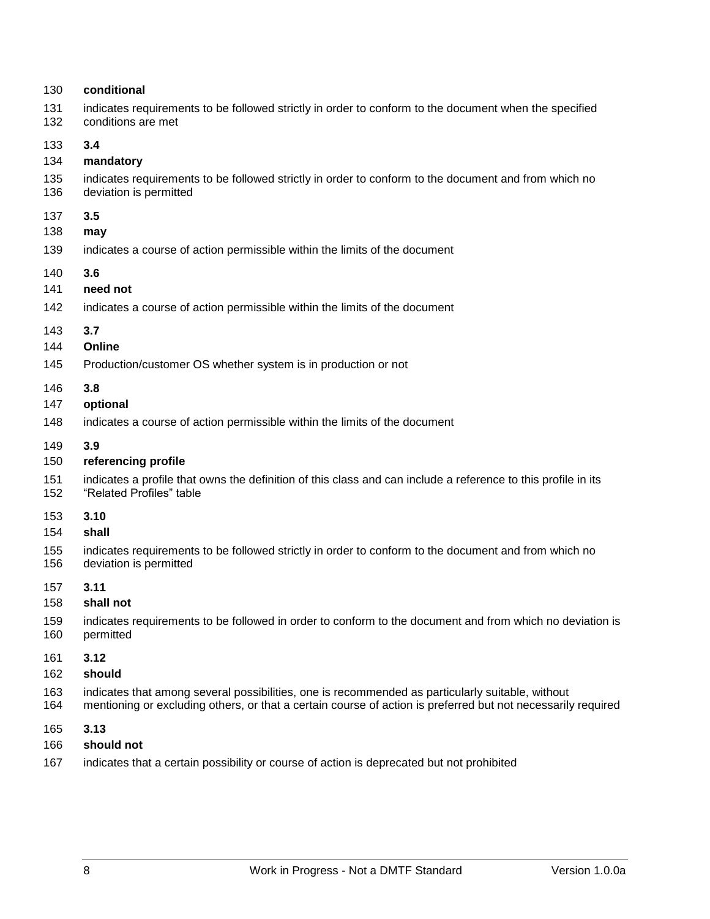**conditional**

indicates requirements to be followed strictly in order to conform to the document when the specified conditions are met

**3.4**

**mandatory**

indicates requirements to be followed strictly in order to conform to the document and from which no deviation is permitted

**3.5**

**may**

indicates a course of action permissible within the limits of the document

**3.6**

**need not**

indicates a course of action permissible within the limits of the document

**3.7**

**Online**

Production/customer OS whether system is in production or not

**3.8**

**optional**

indicates a course of action permissible within the limits of the document

**3.9**

**referencing profile**

indicates a profile that owns the definition of this class and can include a reference to this profile in its "Related Profiles" table

**3.10**

**shall**

indicates requirements to be followed strictly in order to conform to the document and from which no deviation is permitted

**3.11**

**shall not**

indicates requirements to be followed in order to conform to the document and from which no deviation is permitted

**3.12**

**should**

indicates that among several possibilities, one is recommended as particularly suitable, without mentioning or excluding others, or that a certain course of action is preferred but not necessarily required

**3.13**

**should not**

indicates that a certain possibility or course of action is deprecated but not prohibited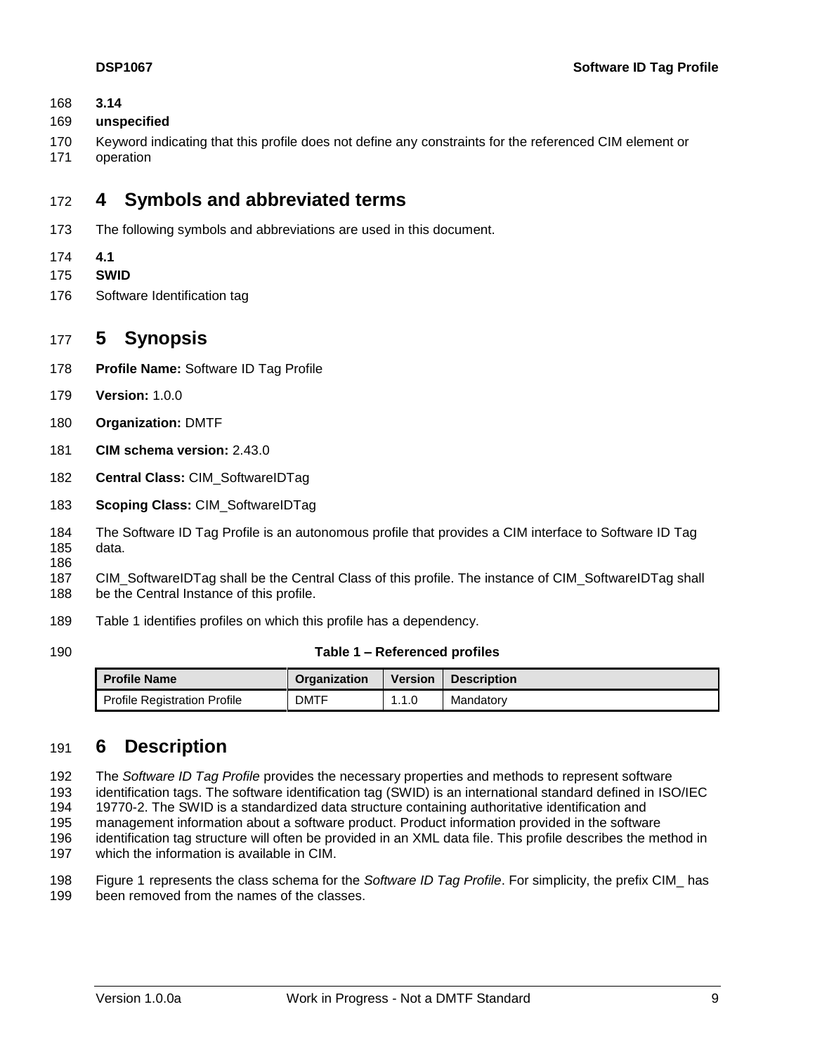**3.14**

**unspecified**

Keyword indicating that this profile does not define any constraints for the referenced CIM element or operation

# 4 Symbols and abbreviated terms

The following symbols and abbreviations are used in this document.

**4.1**

**SWID**

Software Identification tag

# 5 Synopsis

**Profile Name:** Software ID Tag Profile

**Version:** 1.0.0

**Organization:** DMTF

**CIM schema version:** 2.43.0

**Central Class:** CIM_SoftwareIDTag

**Scoping Class:** CIM_SoftwareIDTag

The Software ID Tag Profile is an autonomous profile that provides a CIM interface to Software ID Tag data.

CIM_SoftwareIDTag shall be the Central Class of this profile. The instance of CIM_SoftwareIDTag shall be the Central Instance of this profile.

Table 1 identifies profiles on which this profile has a dependency.

**Table 1 – Referenced profiles**

| Profile Name | Organization | Version | Description |
|---|---|---|---|
| Profile Registration Profile | DMTF | 1.1.0 | Mandatory |

# 6 Description

The *Software ID Tag Profile* provides the necessary properties and methods to represent software identification tags. The software identification tag (SWID) is an international standard defined in ISO/IEC 19770-2. The SWID is a standardized data structure containing authoritative identification and management information about a software product. Product information provided in the software identification tag structure will often be provided in an XML data file. This profile describes the method in which the information is available in CIM.

Figure 1 represents the class schema for the *Software ID Tag Profile*. For simplicity, the prefix CIM_ has been removed from the names of the classes.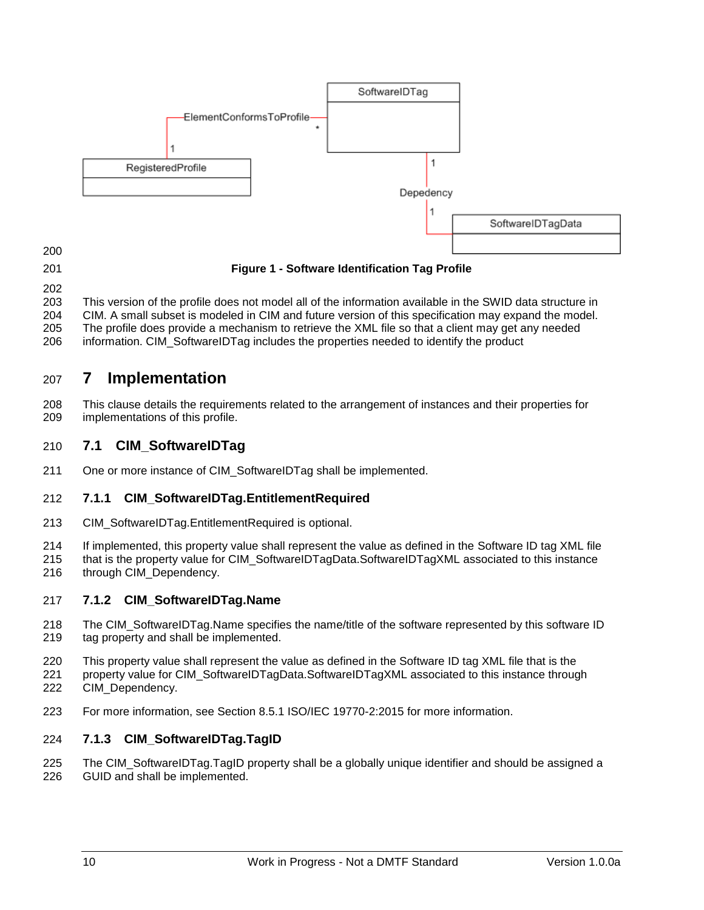Figure 1 - Software Identification Tag Profile

This version of the profile does not model all of the information available in the SWID data structure in CIM. A small subset is modeled in CIM and future version of this specification may expand the model. The profile does provide a mechanism to retrieve the XML file so that a client may get any needed information. CIM_SoftwareIDTag includes the properties needed to identify the product

# 7 Implementation

This clause details the requirements related to the arrangement of instances and their properties for implementations of this profile.

## 7.1 CIM_SoftwareIDTag

One or more instance of CIM_SoftwareIDTag shall be implemented.

### 7.1.1 CIM_SoftwareIDTag.EntitlementRequired

CIM_SoftwareIDTag.EntitlementRequired is optional.

If implemented, this property value shall represent the value as defined in the Software ID tag XML file that is the property value for CIM_SoftwareIDTagData.SoftwareIDTagXML associated to this instance through CIM_Dependency.

### 7.1.2 CIM_SoftwareIDTag.Name

The CIM_SoftwareIDTag.Name specifies the name/title of the software represented by this software ID tag property and shall be implemented.

This property value shall represent the value as defined in the Software ID tag XML file that is the property value for CIM_SoftwareIDTagData.SoftwareIDTagXML associated to this instance through CIM_Dependency.

For more information, see Section 8.5.1 ISO/IEC 19770-2:2015 for more information.

### 7.1.3 CIM_SoftwareIDTag.TagID

The CIM_SoftwareIDTag.TagID property shall be a globally unique identifier and should be assigned a GUID and shall be implemented.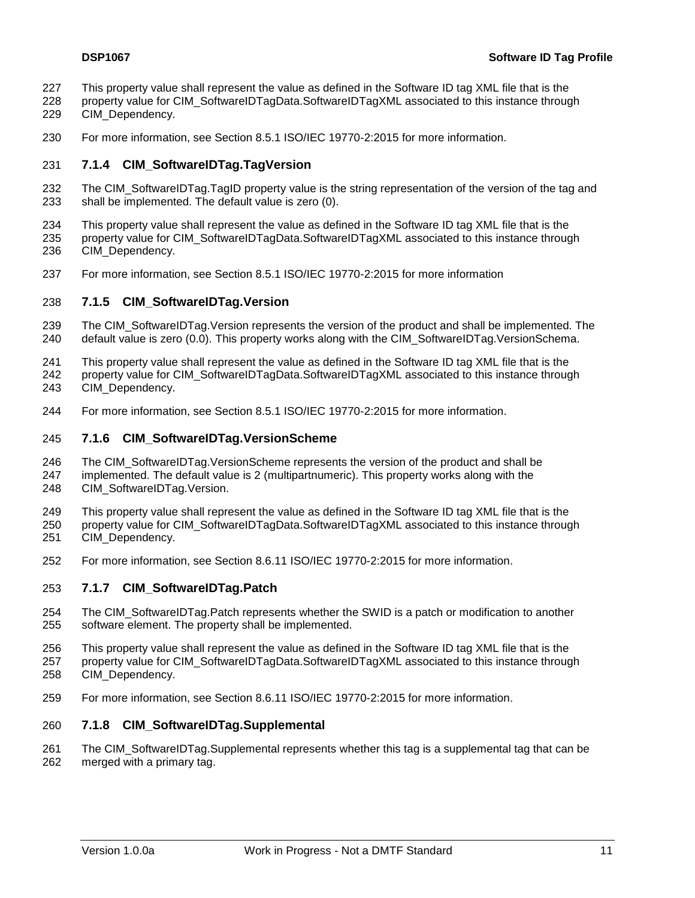This property value shall represent the value as defined in the Software ID tag XML file that is the property value for CIM_SoftwareIDTagData.SoftwareIDTagXML associated to this instance through CIM_Dependency.

For more information, see Section 8.5.1 ISO/IEC 19770-2:2015 for more information.

### 7.1.4 CIM_SoftwareIDTag.TagVersion

The CIM_SoftwareIDTag.TagID property value is the string representation of the version of the tag and shall be implemented. The default value is zero (0).

This property value shall represent the value as defined in the Software ID tag XML file that is the property value for CIM_SoftwareIDTagData.SoftwareIDTagXML associated to this instance through CIM_Dependency.

For more information, see Section 8.5.1 ISO/IEC 19770-2:2015 for more information

### 7.1.5 CIM_SoftwareIDTag.Version

The CIM_SoftwareIDTag.Version represents the version of the product and shall be implemented. The default value is zero (0.0). This property works along with the CIM_SoftwareIDTag.VersionSchema.

This property value shall represent the value as defined in the Software ID tag XML file that is the property value for CIM_SoftwareIDTagData.SoftwareIDTagXML associated to this instance through CIM_Dependency.

For more information, see Section 8.5.1 ISO/IEC 19770-2:2015 for more information.

### 7.1.6 CIM_SoftwareIDTag.VersionScheme

The CIM_SoftwareIDTag.VersionScheme represents the version of the product and shall be implemented. The default value is 2 (multipartnumeric). This property works along with the CIM_SoftwareIDTag.Version.

This property value shall represent the value as defined in the Software ID tag XML file that is the property value for CIM_SoftwareIDTagData.SoftwareIDTagXML associated to this instance through CIM_Dependency.

For more information, see Section 8.6.11 ISO/IEC 19770-2:2015 for more information.

### 7.1.7 CIM_SoftwareIDTag.Patch

The CIM_SoftwareIDTag.Patch represents whether the SWID is a patch or modification to another software element. The property shall be implemented.

This property value shall represent the value as defined in the Software ID tag XML file that is the property value for CIM_SoftwareIDTagData.SoftwareIDTagXML associated to this instance through CIM_Dependency.

For more information, see Section 8.6.11 ISO/IEC 19770-2:2015 for more information.

### 7.1.8 CIM_SoftwareIDTag.Supplemental

The CIM_SoftwareIDTag.Supplemental represents whether this tag is a supplemental tag that can be merged with a primary tag.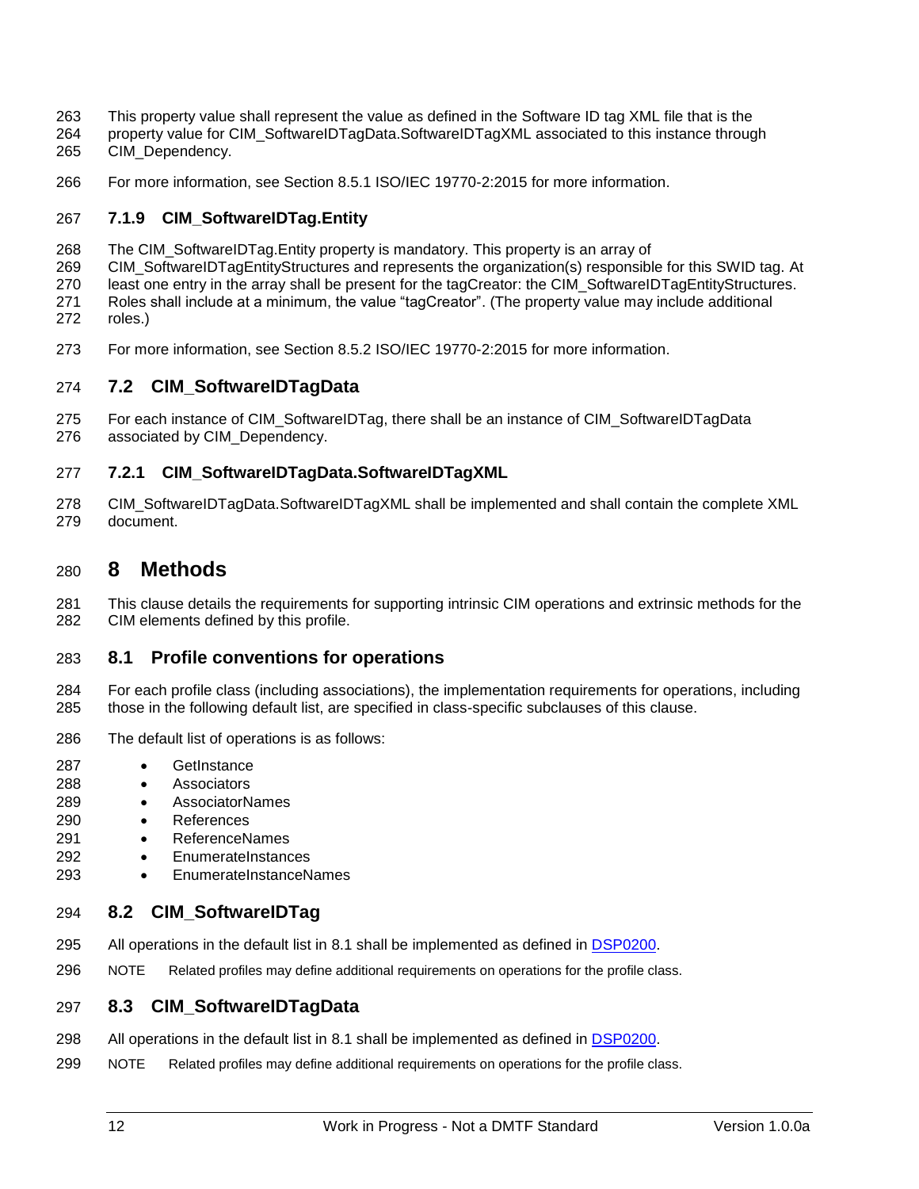This property value shall represent the value as defined in the Software ID tag XML file that is the property value for CIM_SoftwareIDTagData.SoftwareIDTagXML associated to this instance through CIM_Dependency.

For more information, see Section 8.5.1 ISO/IEC 19770-2:2015 for more information.

### 7.1.9 CIM_SoftwareIDTag.Entity

The CIM_SoftwareIDTag.Entity property is mandatory. This property is an array of CIM_SoftwareIDTagEntityStructures and represents the organization(s) responsible for this SWID tag. At least one entry in the array shall be present for the tagCreator: the CIM_SoftwareIDTagEntityStructures. Roles shall include at a minimum, the value "tagCreator". (The property value may include additional roles.)

For more information, see Section 8.5.2 ISO/IEC 19770-2:2015 for more information.

## 7.2 CIM_SoftwareIDTagData

For each instance of CIM_SoftwareIDTag, there shall be an instance of CIM_SoftwareIDTagData associated by CIM_Dependency.

### 7.2.1 CIM_SoftwareIDTagData.SoftwareIDTagXML

CIM_SoftwareIDTagData.SoftwareIDTagXML shall be implemented and shall contain the complete XML document.

# 8 Methods

This clause details the requirements for supporting intrinsic CIM operations and extrinsic methods for the CIM elements defined by this profile.

## 8.1 Profile conventions for operations

For each profile class (including associations), the implementation requirements for operations, including those in the following default list, are specified in class-specific subclauses of this clause.

The default list of operations is as follows:

- GetInstance
- Associators
- AssociatorNames
- References
- ReferenceNames
- EnumerateInstances
- EnumerateInstanceNames

## 8.2 CIM_SoftwareIDTag

All operations in the default list in 8.1 shall be implemented as defined in DSP0200.

NOTE Related profiles may define additional requirements on operations for the profile class.

## 8.3 CIM_SoftwareIDTagData

All operations in the default list in 8.1 shall be implemented as defined in DSP0200.

NOTE Related profiles may define additional requirements on operations for the profile class.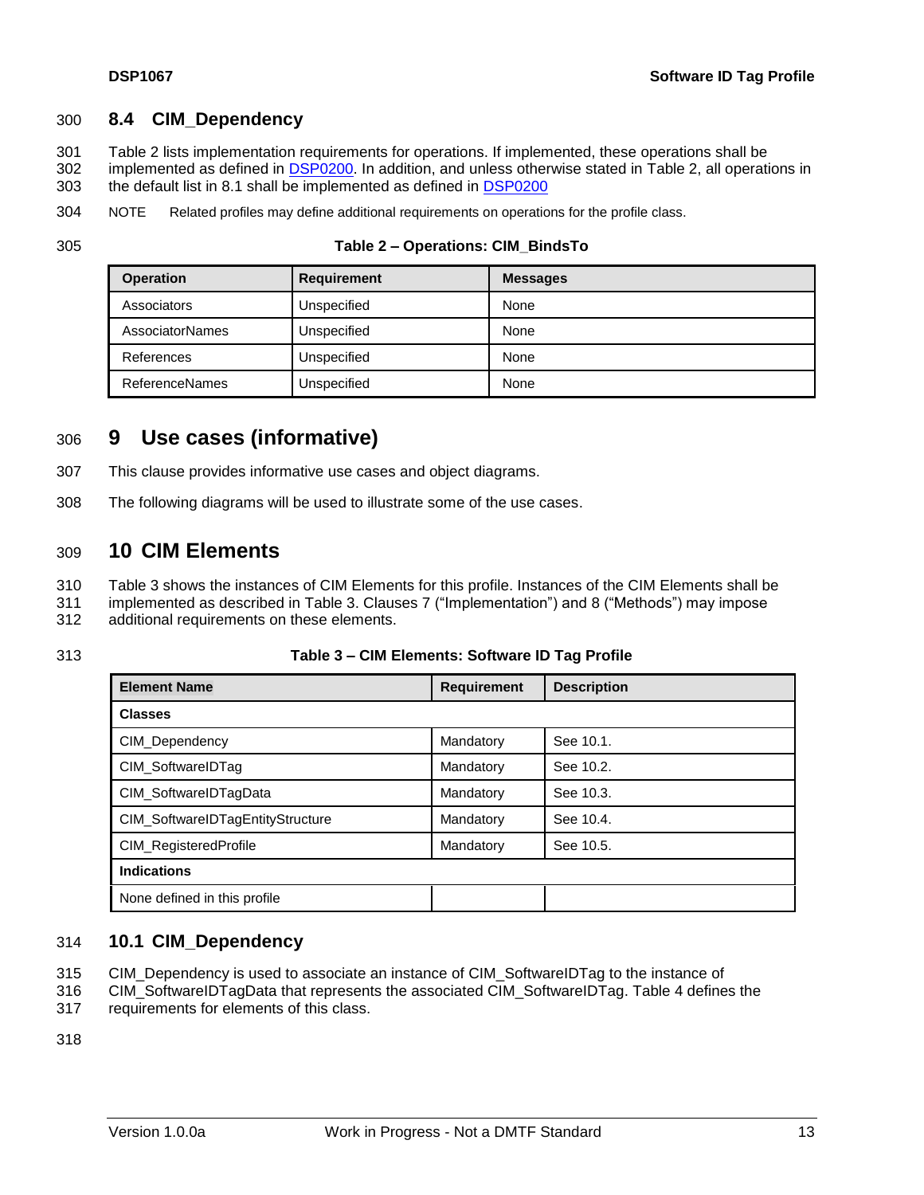## 8.4 CIM_Dependency

Table 2 lists implementation requirements for operations. If implemented, these operations shall be implemented as defined in DSP0200. In addition, and unless otherwise stated in Table 2, all operations in the default list in 8.1 shall be implemented as defined in DSP0200

NOTE Related profiles may define additional requirements on operations for the profile class.

**Table 2 – Operations: CIM_BindsTo**

| Operation | Requirement | Messages |
|---|---|---|
| Associators | Unspecified | None |
| AssociatorNames | Unspecified | None |
| References | Unspecified | None |
| ReferenceNames | Unspecified | None |

# 9 Use cases (informative)

This clause provides informative use cases and object diagrams.

The following diagrams will be used to illustrate some of the use cases.

# 10 CIM Elements

Table 3 shows the instances of CIM Elements for this profile. Instances of the CIM Elements shall be implemented as described in Table 3. Clauses 7 ("Implementation") and 8 ("Methods") may impose additional requirements on these elements.

**Table 3 – CIM Elements: Software ID Tag Profile**

| Element Name | Requirement | Description |
|---|---|---|
| **Classes** | | |
| CIM_Dependency | Mandatory | See 10.1. |
| CIM_SoftwareIDTag | Mandatory | See 10.2. |
| CIM_SoftwareIDTagData | Mandatory | See 10.3. |
| CIM_SoftwareIDTagEntityStructure | Mandatory | See 10.4. |
| CIM_RegisteredProfile | Mandatory | See 10.5. |
| **Indications** | | |
| None defined in this profile | | |

## 10.1 CIM_Dependency

CIM_Dependency is used to associate an instance of CIM_SoftwareIDTag to the instance of CIM_SoftwareIDTagData that represents the associated CIM_SoftwareIDTag. Table 4 defines the requirements for elements of this class.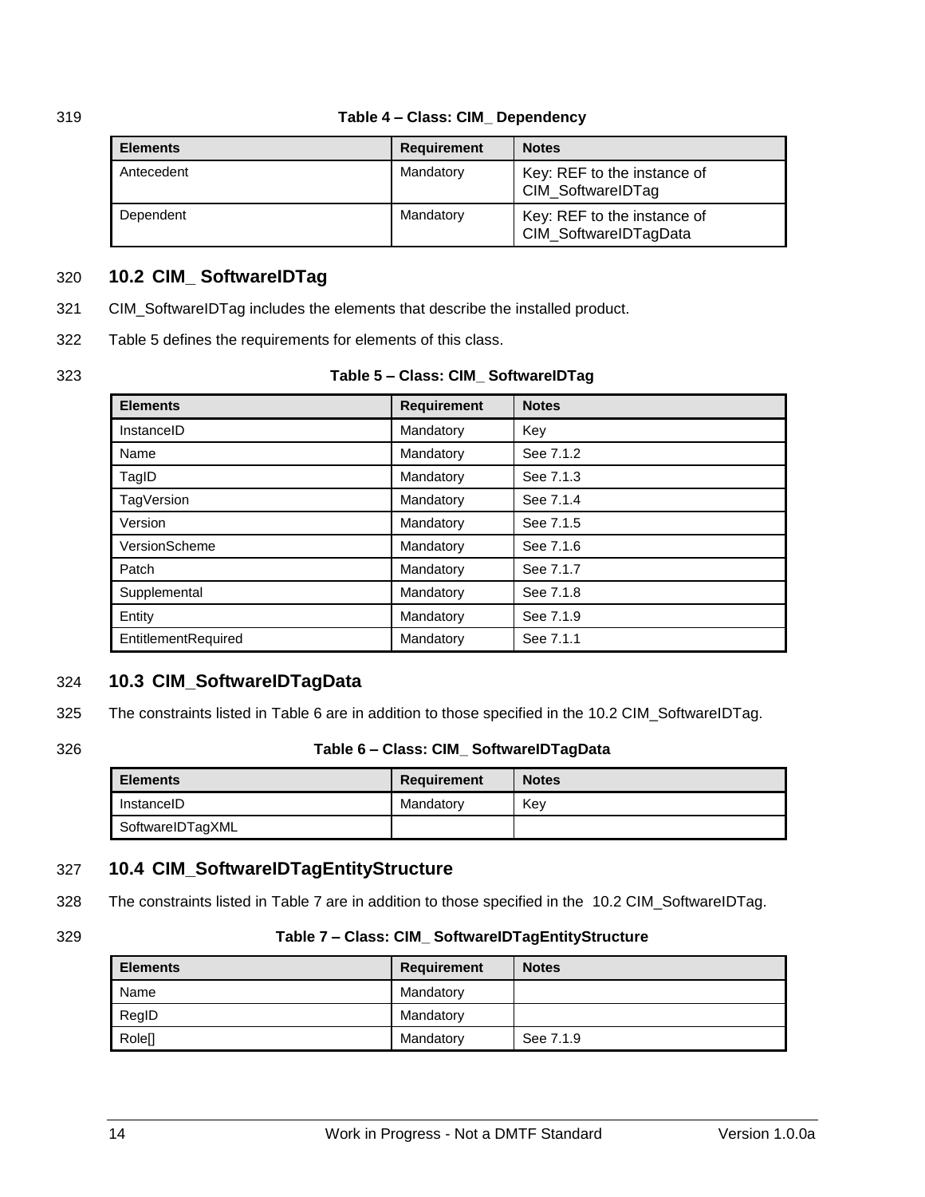**Table 4 – Class: CIM_ Dependency**

| Elements | Requirement | Notes |
|---|---|---|
| Antecedent | Mandatory | Key: REF to the instance of CIM_SoftwareIDTag |
| Dependent | Mandatory | Key: REF to the instance of CIM_SoftwareIDTagData |

## 10.2 CIM_ SoftwareIDTag

CIM_SoftwareIDTag includes the elements that describe the installed product.

Table 5 defines the requirements for elements of this class.

**Table 5 – Class: CIM_ SoftwareIDTag**

| Elements | Requirement | Notes |
|---|---|---|
| InstanceID | Mandatory | Key |
| Name | Mandatory | See 7.1.2 |
| TagID | Mandatory | See 7.1.3 |
| TagVersion | Mandatory | See 7.1.4 |
| Version | Mandatory | See 7.1.5 |
| VersionScheme | Mandatory | See 7.1.6 |
| Patch | Mandatory | See 7.1.7 |
| Supplemental | Mandatory | See 7.1.8 |
| Entity | Mandatory | See 7.1.9 |
| EntitlementRequired | Mandatory | See 7.1.1 |

## 10.3 CIM_SoftwareIDTagData

The constraints listed in Table 6 are in addition to those specified in the 10.2 CIM_SoftwareIDTag.

**Table 6 – Class: CIM_ SoftwareIDTagData**

| Elements | Requirement | Notes |
|---|---|---|
| InstanceID | Mandatory | Key |
| SoftwareIDTagXML | | |

## 10.4 CIM_SoftwareIDTagEntityStructure

The constraints listed in Table 7 are in addition to those specified in the 10.2 CIM_SoftwareIDTag.

**Table 7 – Class: CIM_ SoftwareIDTagEntityStructure**

| Elements | Requirement | Notes |
|---|---|---|
| Name | Mandatory | |
| RegID | Mandatory | |
| Role[] | Mandatory | See 7.1.9 |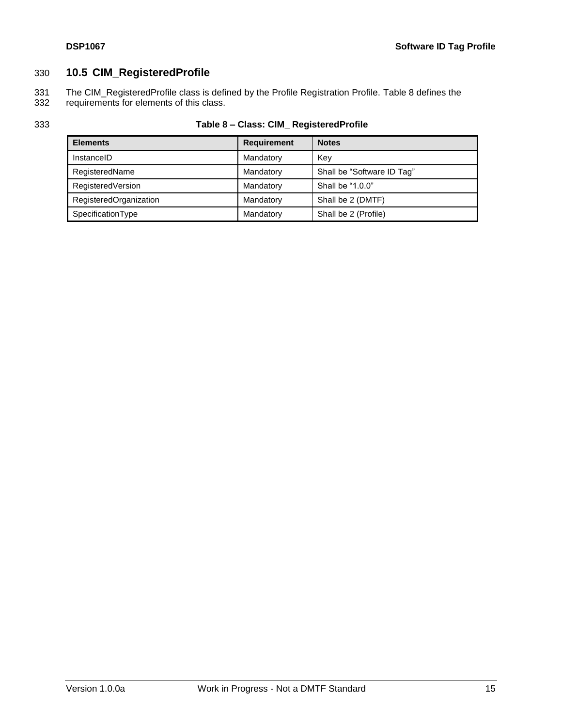## 10.5 CIM_RegisteredProfile

The CIM_RegisteredProfile class is defined by the Profile Registration Profile. Table 8 defines the requirements for elements of this class.

**Table 8 – Class: CIM_ RegisteredProfile**

| Elements | Requirement | Notes |
|---|---|---|
| InstanceID | Mandatory | Key |
| RegisteredName | Mandatory | Shall be “Software ID Tag” |
| RegisteredVersion | Mandatory | Shall be “1.0.0” |
| RegisteredOrganization | Mandatory | Shall be 2 (DMTF) |
| SpecificationType | Mandatory | Shall be 2 (Profile) |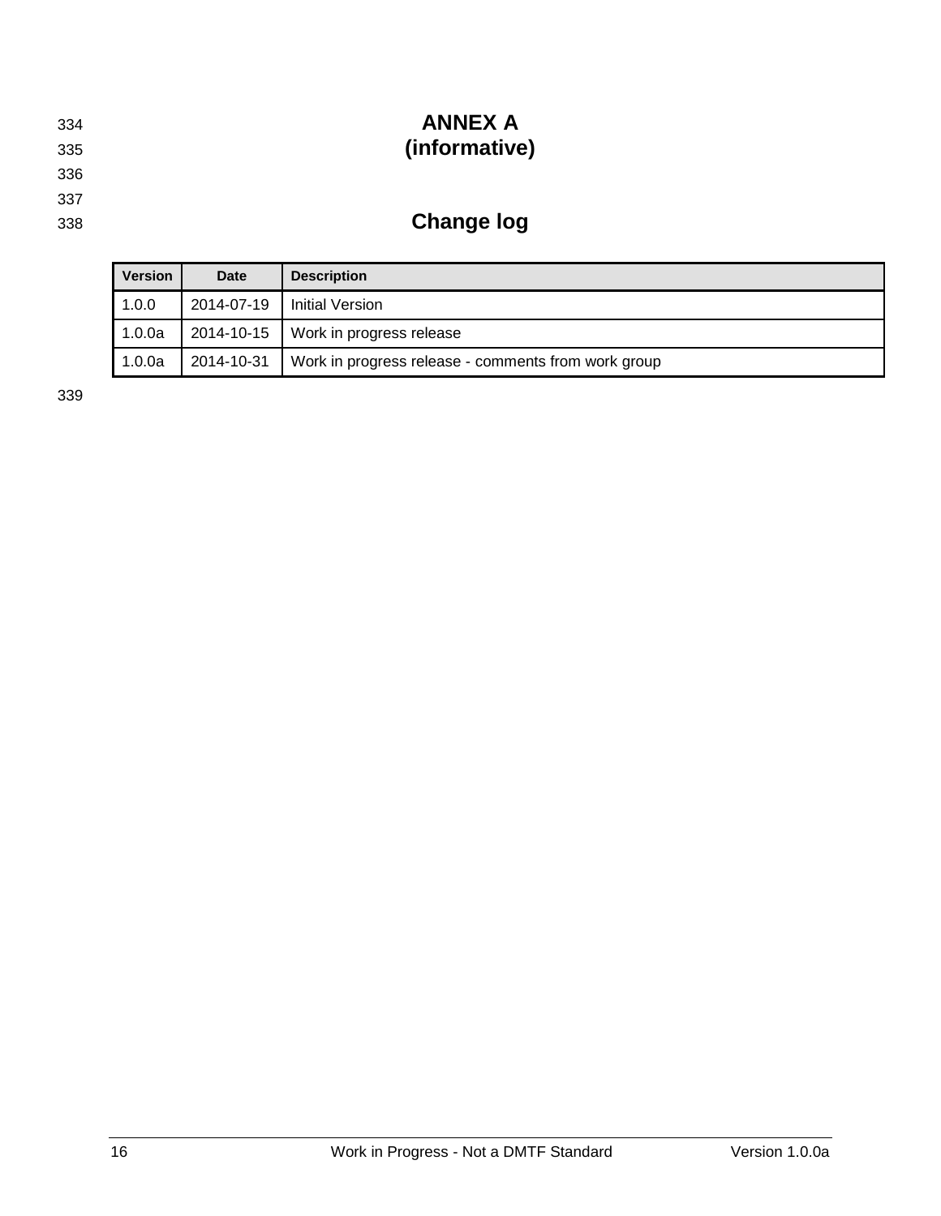# ANNEX A
# (informative)

## Change log

| Version | Date | Description |
| --- | --- | --- |
| 1.0.0 | 2014-07-19 | Initial Version |
| 1.0.0a | 2014-10-15 | Work in progress release |
| 1.0.0a | 2014-10-31 | Work in progress release - comments from work group |